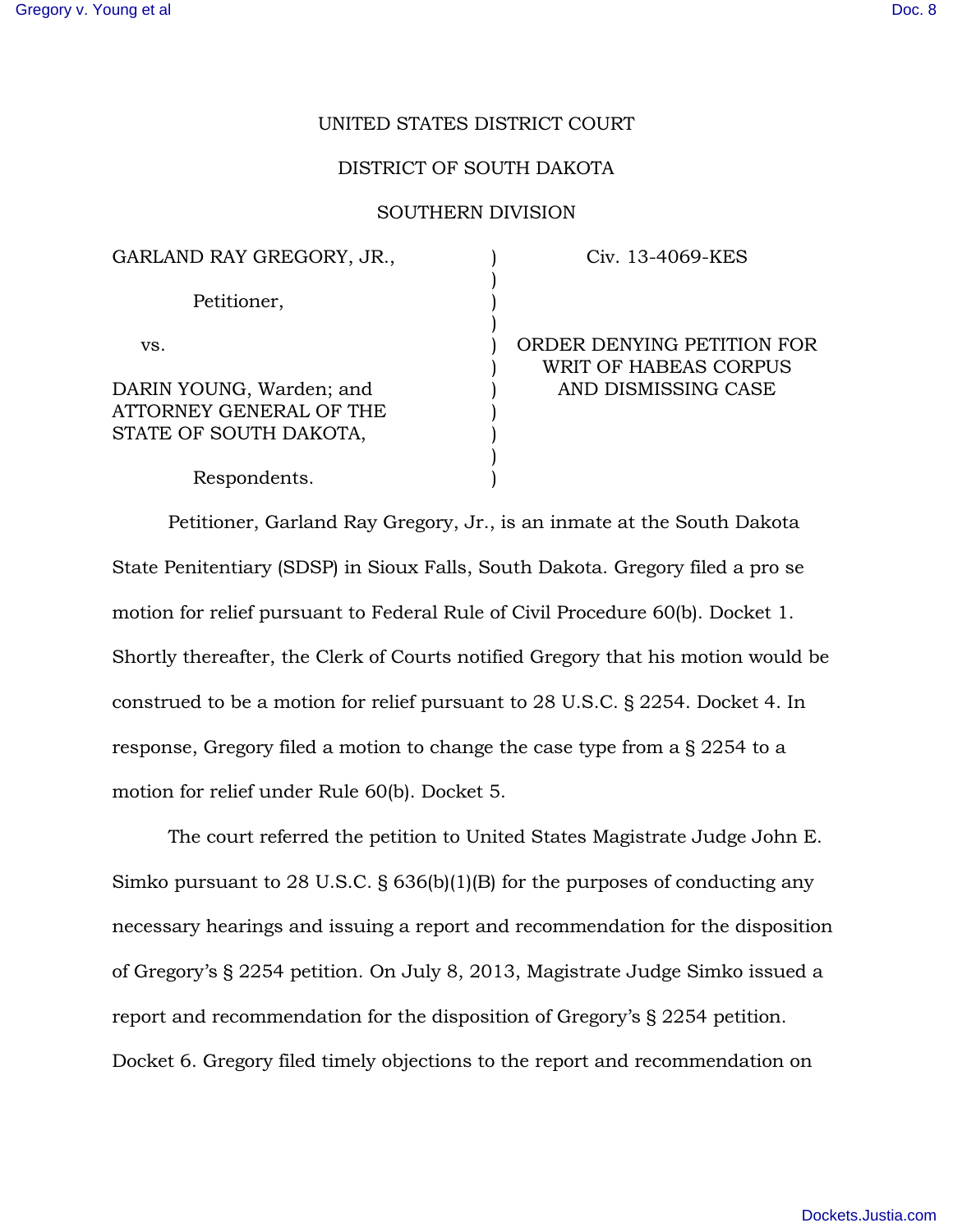UNITED STATES DISTRICT COURT

DISTRICT OF SOUTH DAKOTA

SOUTHERN DIVISION

| | | |
|---|---|---|
| GARLAND RAY GREGORY, JR., Petitioner, vs. DARIN YOUNG, Warden; and ATTORNEY GENERAL OF THE STATE OF SOUTH DAKOTA, Respondents. | ) | Civ. 13-4069-KES ORDER DENYING PETITION FOR WRIT OF HABEAS CORPUS AND DISMISSING CASE |

Petitioner, Garland Ray Gregory, Jr., is an inmate at the South Dakota State Penitentiary (SDSP) in Sioux Falls, South Dakota. Gregory filed a pro se motion for relief pursuant to Federal Rule of Civil Procedure 60(b). Docket 1. Shortly thereafter, the Clerk of Courts notified Gregory that his motion would be construed to be a motion for relief pursuant to 28 U.S.C. § 2254. Docket 4. In response, Gregory filed a motion to change the case type from a § 2254 to a motion for relief under Rule 60(b). Docket 5.

The court referred the petition to United States Magistrate Judge John E. Simko pursuant to 28 U.S.C. § 636(b)(1)(B) for the purposes of conducting any necessary hearings and issuing a report and recommendation for the disposition of Gregory's § 2254 petition. On July 8, 2013, Magistrate Judge Simko issued a report and recommendation for the disposition of Gregory's § 2254 petition. Docket 6. Gregory filed timely objections to the report and recommendation on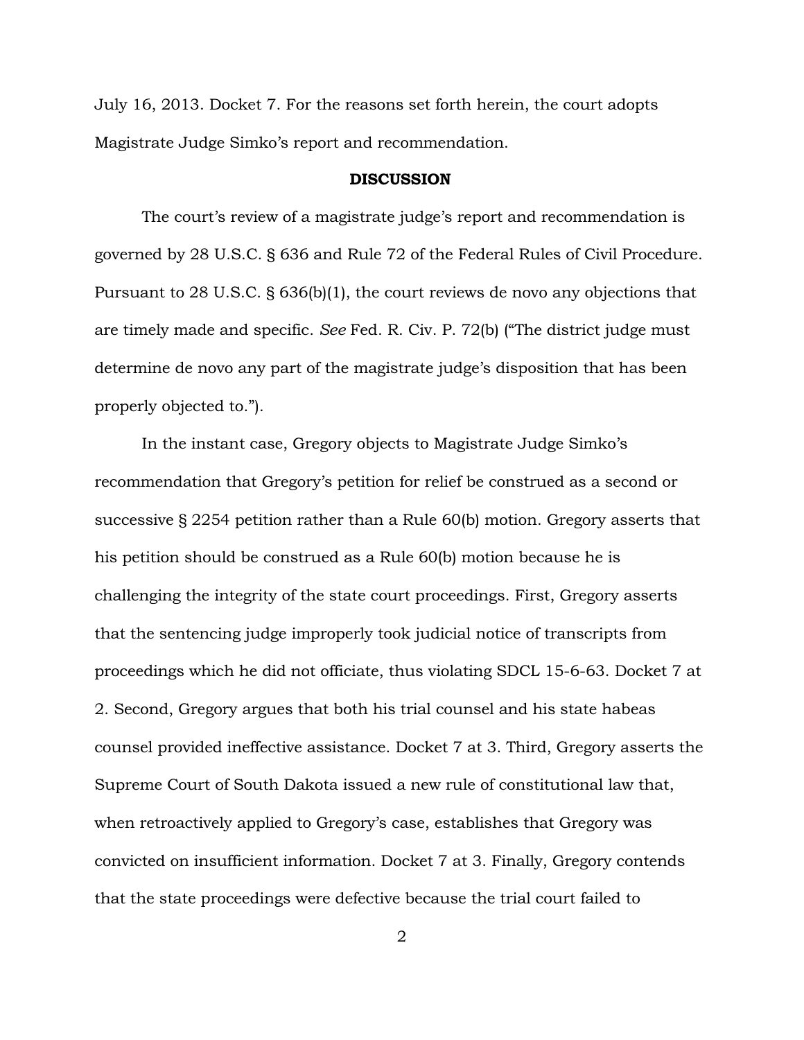July 16, 2013. Docket 7. For the reasons set forth herein, the court adopts Magistrate Judge Simko's report and recommendation.

**DISCUSSION**

The court's review of a magistrate judge's report and recommendation is governed by 28 U.S.C. § 636 and Rule 72 of the Federal Rules of Civil Procedure. Pursuant to 28 U.S.C. § 636(b)(1), the court reviews de novo any objections that are timely made and specific. *See* Fed. R. Civ. P. 72(b) ("The district judge must determine de novo any part of the magistrate judge's disposition that has been properly objected to.").

In the instant case, Gregory objects to Magistrate Judge Simko's recommendation that Gregory's petition for relief be construed as a second or successive § 2254 petition rather than a Rule 60(b) motion. Gregory asserts that his petition should be construed as a Rule 60(b) motion because he is challenging the integrity of the state court proceedings. First, Gregory asserts that the sentencing judge improperly took judicial notice of transcripts from proceedings which he did not officiate, thus violating SDCL 15-6-63. Docket 7 at 2. Second, Gregory argues that both his trial counsel and his state habeas counsel provided ineffective assistance. Docket 7 at 3. Third, Gregory asserts the Supreme Court of South Dakota issued a new rule of constitutional law that, when retroactively applied to Gregory's case, establishes that Gregory was convicted on insufficient information. Docket 7 at 3. Finally, Gregory contends that the state proceedings were defective because the trial court failed to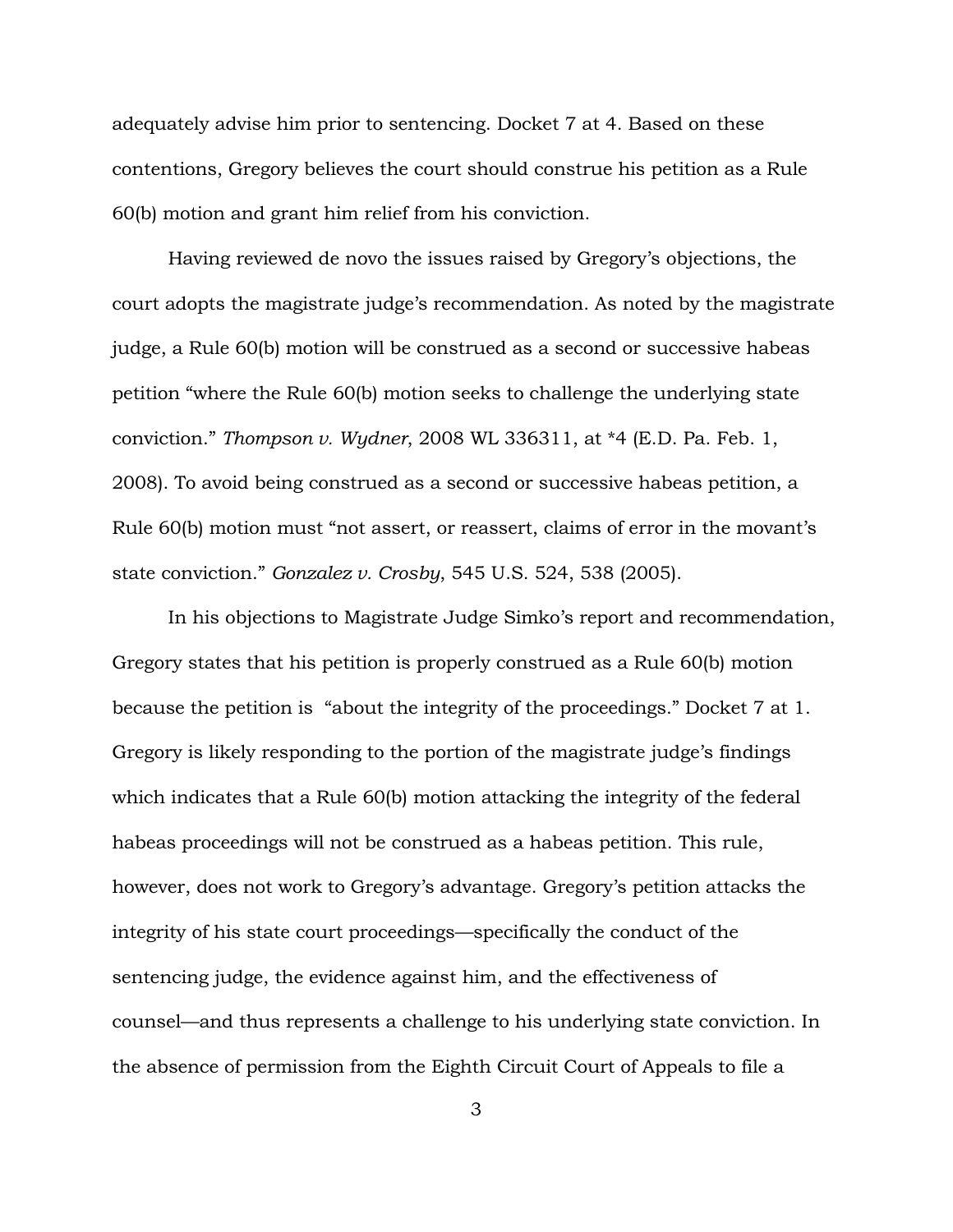adequately advise him prior to sentencing. Docket 7 at 4. Based on these contentions, Gregory believes the court should construe his petition as a Rule 60(b) motion and grant him relief from his conviction.

Having reviewed de novo the issues raised by Gregory's objections, the court adopts the magistrate judge's recommendation. As noted by the magistrate judge, a Rule 60(b) motion will be construed as a second or successive habeas petition "where the Rule 60(b) motion seeks to challenge the underlying state conviction." *Thompson v. Wydner*, 2008 WL 336311, at *4 (E.D. Pa. Feb. 1, 2008). To avoid being construed as a second or successive habeas petition, a Rule 60(b) motion must "not assert, or reassert, claims of error in the movant's state conviction." *Gonzalez v. Crosby*, 545 U.S. 524, 538 (2005).

In his objections to Magistrate Judge Simko's report and recommendation, Gregory states that his petition is properly construed as a Rule 60(b) motion because the petition is "about the integrity of the proceedings." Docket 7 at 1. Gregory is likely responding to the portion of the magistrate judge's findings which indicates that a Rule 60(b) motion attacking the integrity of the federal habeas proceedings will not be construed as a habeas petition. This rule, however, does not work to Gregory's advantage. Gregory's petition attacks the integrity of his state court proceedings—specifically the conduct of the sentencing judge, the evidence against him, and the effectiveness of counsel—and thus represents a challenge to his underlying state conviction. In the absence of permission from the Eighth Circuit Court of Appeals to file a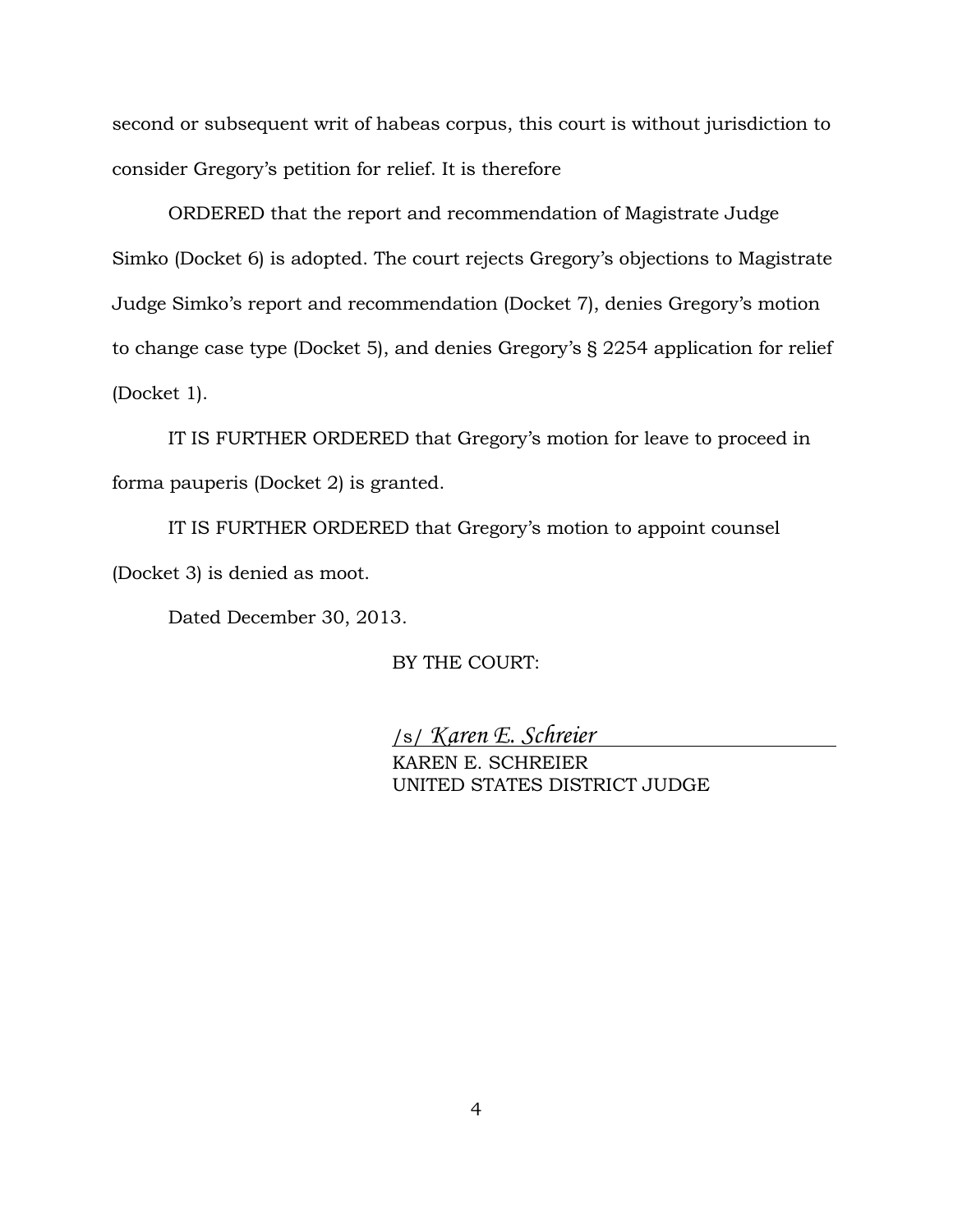second or subsequent writ of habeas corpus, this court is without jurisdiction to consider Gregory's petition for relief. It is therefore

ORDERED that the report and recommendation of Magistrate Judge Simko (Docket 6) is adopted. The court rejects Gregory's objections to Magistrate Judge Simko's report and recommendation (Docket 7), denies Gregory's motion to change case type (Docket 5), and denies Gregory's § 2254 application for relief (Docket 1).

IT IS FURTHER ORDERED that Gregory's motion for leave to proceed in forma pauperis (Docket 2) is granted.

IT IS FURTHER ORDERED that Gregory's motion to appoint counsel (Docket 3) is denied as moot.

Dated December 30, 2013.

BY THE COURT:

/s/ *Karen E. Schreier*
KAREN E. SCHREIER
UNITED STATES DISTRICT JUDGE